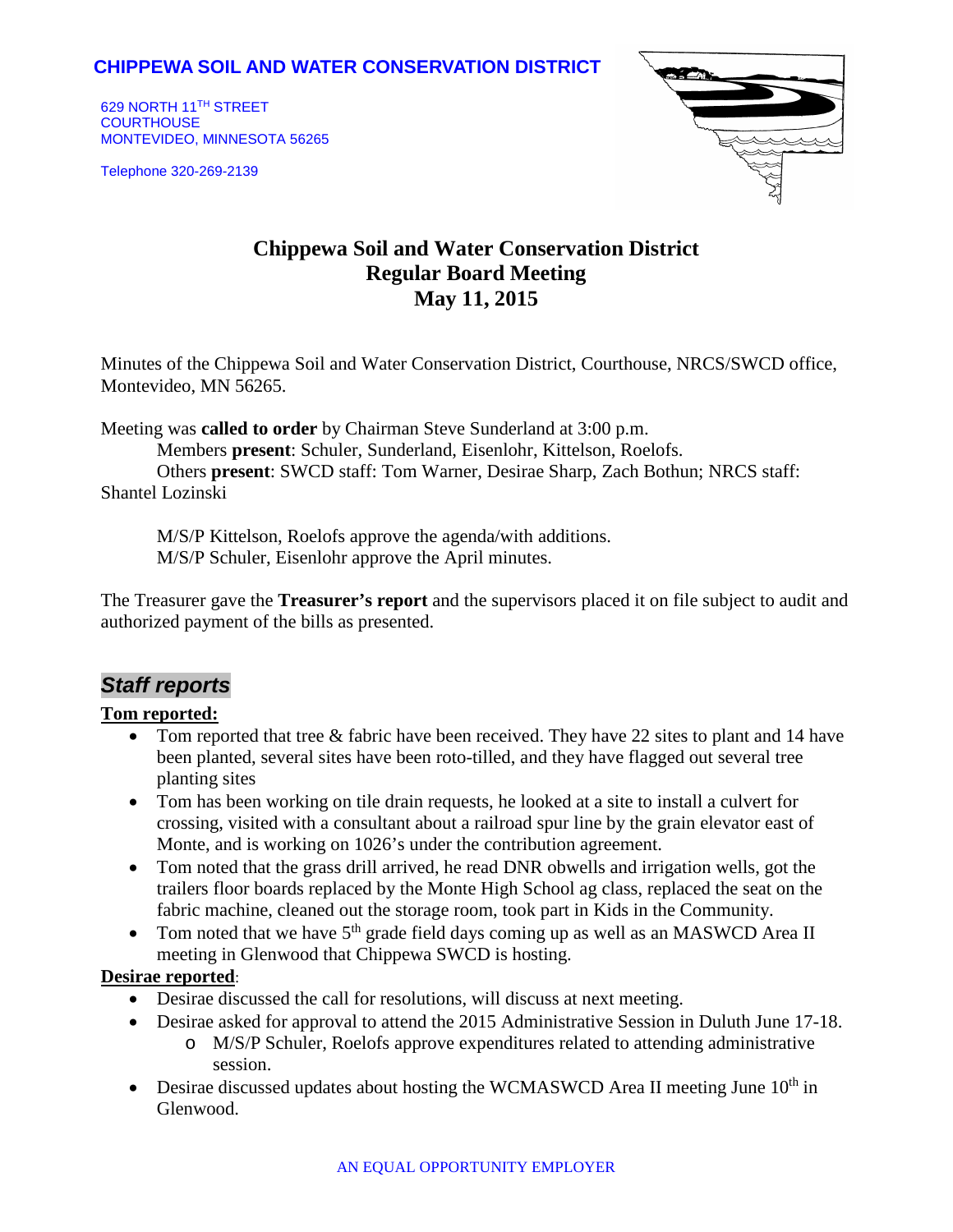**CHIPPEWA SOIL AND WATER CONSERVATION DISTRICT**

629 NORTH 11TH STREET
COURTHOUSE
MONTEVIDEO, MINNESOTA 56265

Telephone 320-269-2139

# Chippewa Soil and Water Conservation District
## Regular Board Meeting
## May 11, 2015

Minutes of the Chippewa Soil and Water Conservation District, Courthouse, NRCS/SWCD office, Montevideo, MN 56265.

Meeting was **called to order** by Chairman Steve Sunderland at 3:00 p.m.
Members **present**: Schuler, Sunderland, Eisenlohr, Kittelson, Roelofs.
Others **present**: SWCD staff: Tom Warner, Desirae Sharp, Zach Bothun; NRCS staff: Shantel Lozinski

M/S/P Kittelson, Roelofs approve the agenda/with additions.
M/S/P Schuler, Eisenlohr approve the April minutes.

The Treasurer gave the **Treasurer's report** and the supervisors placed it on file subject to audit and authorized payment of the bills as presented.

## *Staff reports*

**Tom reported:**

- Tom reported that tree & fabric have been received. They have 22 sites to plant and 14 have been planted, several sites have been roto-tilled, and they have flagged out several tree planting sites
- Tom has been working on tile drain requests, he looked at a site to install a culvert for crossing, visited with a consultant about a railroad spur line by the grain elevator east of Monte, and is working on 1026's under the contribution agreement.
- Tom noted that the grass drill arrived, he read DNR obwells and irrigation wells, got the trailers floor boards replaced by the Monte High School ag class, replaced the seat on the fabric machine, cleaned out the storage room, took part in Kids in the Community.
- Tom noted that we have 5th grade field days coming up as well as an MASWCD Area II meeting in Glenwood that Chippewa SWCD is hosting.

**Desirae reported**:

- Desirae discussed the call for resolutions, will discuss at next meeting.
- Desirae asked for approval to attend the 2015 Administrative Session in Duluth June 17-18.
  - M/S/P Schuler, Roelofs approve expenditures related to attending administrative session.
- Desirae discussed updates about hosting the WCMASWCD Area II meeting June 10th in Glenwood.

AN EQUAL OPPORTUNITY EMPLOYER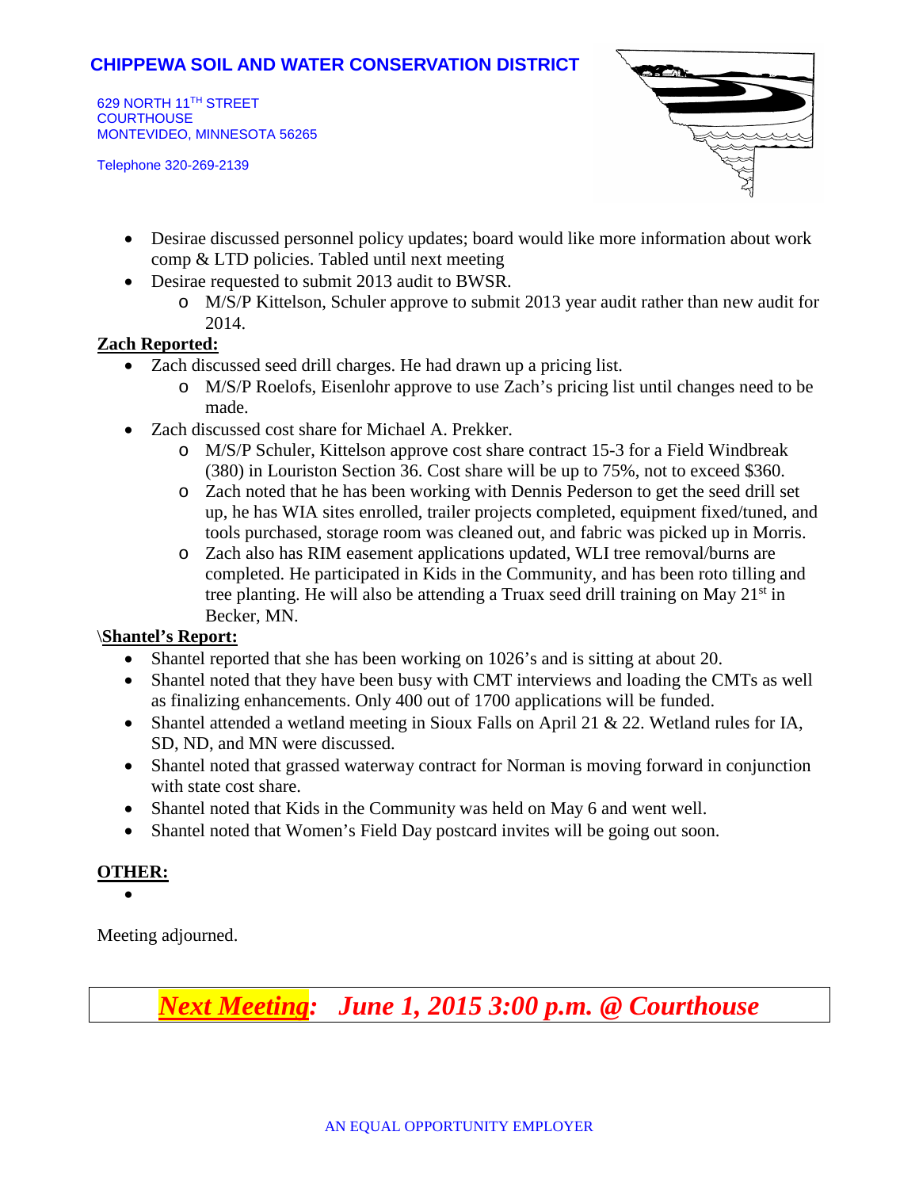# CHIPPEWA SOIL AND WATER CONSERVATION DISTRICT

629 NORTH 11TH STREET
COURTHOUSE
MONTEVIDEO, MINNESOTA 56265

Telephone 320-269-2139

- Desirae discussed personnel policy updates; board would like more information about work comp & LTD policies. Tabled until next meeting
- Desirae requested to submit 2013 audit to BWSR.
  - M/S/P Kittelson, Schuler approve to submit 2013 year audit rather than new audit for 2014.

**Zach Reported:**

- Zach discussed seed drill charges. He had drawn up a pricing list.
  - M/S/P Roelofs, Eisenlohr approve to use Zach's pricing list until changes need to be made.
- Zach discussed cost share for Michael A. Prekker.
  - M/S/P Schuler, Kittelson approve cost share contract 15-3 for a Field Windbreak (380) in Louriston Section 36. Cost share will be up to 75%, not to exceed $360.
  - Zach noted that he has been working with Dennis Pederson to get the seed drill set up, he has WIA sites enrolled, trailer projects completed, equipment fixed/tuned, and tools purchased, storage room was cleaned out, and fabric was picked up in Morris.
  - Zach also has RIM easement applications updated, WLI tree removal/burns are completed. He participated in Kids in the Community, and has been roto tilling and tree planting. He will also be attending a Truax seed drill training on May 21st in Becker, MN.

\**Shantel's Report:**

- Shantel reported that she has been working on 1026's and is sitting at about 20.
- Shantel noted that they have been busy with CMT interviews and loading the CMTs as well as finalizing enhancements. Only 400 out of 1700 applications will be funded.
- Shantel attended a wetland meeting in Sioux Falls on April 21 & 22. Wetland rules for IA, SD, ND, and MN were discussed.
- Shantel noted that grassed waterway contract for Norman is moving forward in conjunction with state cost share.
- Shantel noted that Kids in the Community was held on May 6 and went well.
- Shantel noted that Women's Field Day postcard invites will be going out soon.

**OTHER:**

-

Meeting adjourned.

***Next Meeting: June 1, 2015 3:00 p.m. @ Courthouse***

AN EQUAL OPPORTUNITY EMPLOYER